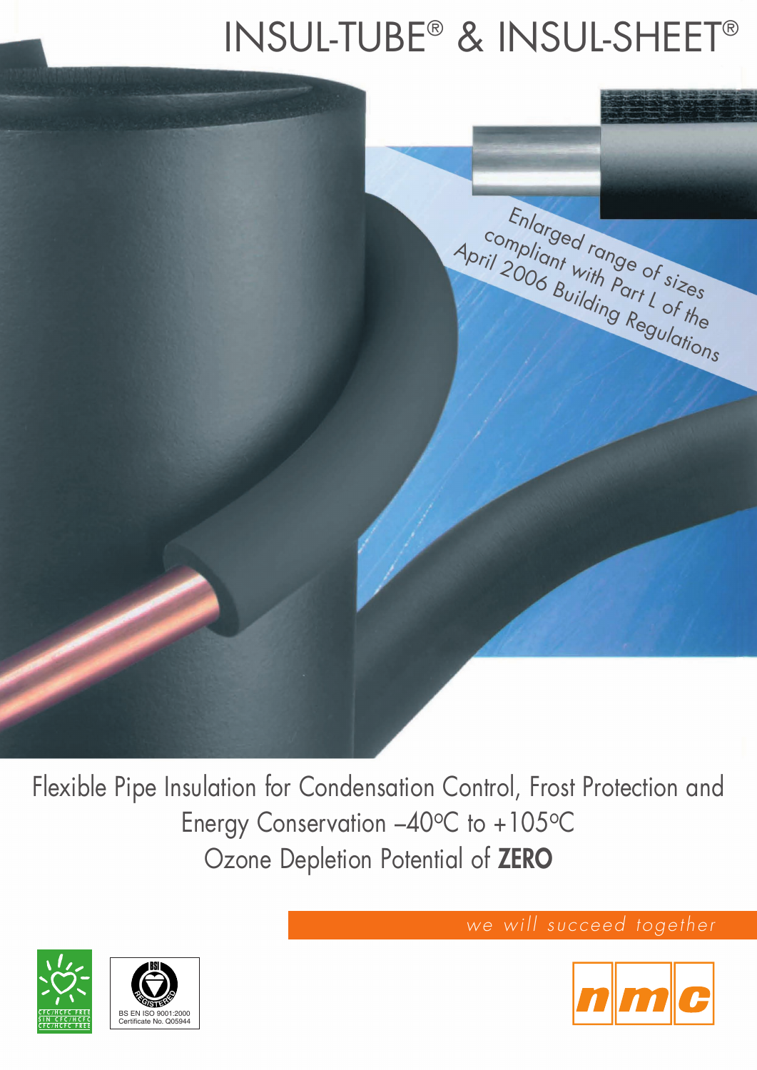# INSUL-TUBE® & INSUL-SHEET®

Enlarged range of sizes compliant with Part L of the April 2006 Building Regulations

Flexible Pipe Insulation for Condensation Control, Frost Protection and Energy Conservation –40ºC to +105ºC

Ozone Depletion Potential of **ZERO**

*we will succeed together*

CFC/HCFC FREE
SIN CFC/HCFC
CFC/HCFC FREE

BS EN ISO 9001:2000
Certificate No. Q05944

nmc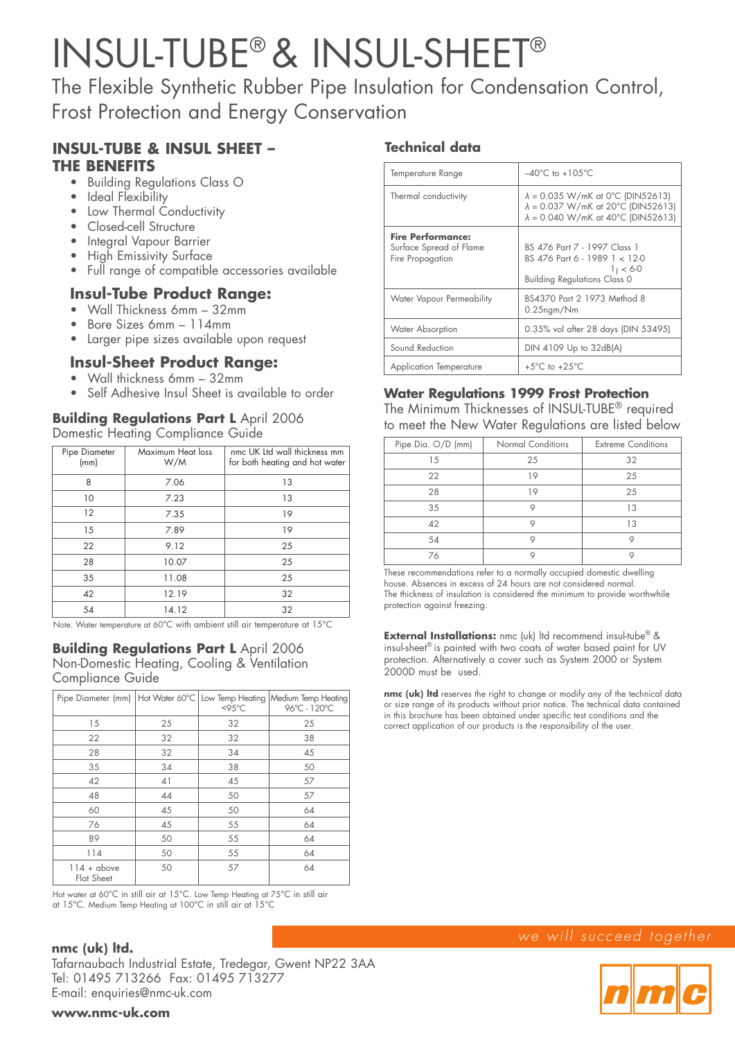# INSUL-TUBE® & INSUL-SHEET®

The Flexible Synthetic Rubber Pipe Insulation for Condensation Control, Frost Protection and Energy Conservation

## INSUL-TUBE & INSUL SHEET – THE BENEFITS

- Building Regulations Class O
- Ideal Flexibility
- Low Thermal Conductivity
- Closed-cell Structure
- Integral Vapour Barrier
- High Emissivity Surface
- Full range of compatible accessories available

### Insul-Tube Product Range:

- Wall Thickness 6mm – 32mm
- Bore Sizes 6mm – 114mm
- Larger pipe sizes available upon request

### Insul-Sheet Product Range:

- Wall thickness 6mm – 32mm
- Self Adhesive Insul Sheet is available to order

### Building Regulations Part L April 2006

Domestic Heating Compliance Guide

| Pipe Diameter (mm) | Maximum Heat loss W/M | nmc UK Ltd wall thickness mm for both heating and hot water |
|---|---|---|
| 8 | 7.06 | 13 |
| 10 | 7.23 | 13 |
| 12 | 7.35 | 19 |
| 15 | 7.89 | 19 |
| 22 | 9.12 | 25 |
| 28 | 10.07 | 25 |
| 35 | 11.08 | 25 |
| 42 | 12.19 | 32 |
| 54 | 14.12 | 32 |

Note. Water temperature at 60°C with ambient still air temperature at 15°C

### Building Regulations Part L April 2006

Non-Domestic Heating, Cooling & Ventilation Compliance Guide

| Pipe Diameter (mm) | Hot Water 60°C | Low Temp Heating <95°C | Medium Temp Heating 96°C - 120°C |
|---|---|---|---|
| 15 | 25 | 32 | 25 |
| 22 | 32 | 32 | 38 |
| 28 | 32 | 34 | 45 |
| 35 | 34 | 38 | 50 |
| 42 | 41 | 45 | 57 |
| 48 | 44 | 50 | 57 |
| 60 | 45 | 50 | 64 |
| 76 | 45 | 55 | 64 |
| 89 | 50 | 55 | 64 |
| 114 | 50 | 55 | 64 |
| 114 + above Flat Sheet | 50 | 57 | 64 |

Hot water at 60°C in still air at 15°C. Low Temp Heating at 75°C in still air at 15°C. Medium Temp Heating at 100°C in still air at 15°C

## Technical data

| | |
|---|---|
| Temperature Range | –40°C to +105°C |
| Thermal conductivity | $\lambda$ = 0.035 W/mK at 0°C (DIN52613)<br>$\lambda$ = 0.037 W/mK at 20°C (DIN52613)<br>$\lambda$ = 0.040 W/mK at 40°C (DIN52613) |
| **Fire Performance:**<br>Surface Spread of Flame<br>Fire Propagation | BS 476 Part 7 - 1997 Class 1<br>BS 476 Part 6 - 1989 1 < 12.0<br>$1_i$ < 6.0<br>Building Regulations Class 0 |
| Water Vapour Permeability | BS4370 Part 2 1973 Method 8<br>0.25ngm/Nm |
| Water Absorption | 0.35% vol after 28 days (DIN 53495) |
| Sound Reduction | DIN 4109 Up to 32dB(A) |
| Application Temperature | +5°C to +25°C |

### Water Regulations 1999 Frost Protection

The Minimum Thicknesses of INSUL-TUBE® required to meet the New Water Regulations are listed below

| Pipe Dia. O/D (mm) | Normal Conditions | Extreme Conditions |
|---|---|---|
| 15 | 25 | 32 |
| 22 | 19 | 25 |
| 28 | 19 | 25 |
| 35 | 9 | 13 |
| 42 | 9 | 13 |
| 54 | 9 | 9 |
| 76 | 9 | 9 |

These recommendations refer to a normally occupied domestic dwelling house. Absences in excess of 24 hours are not considered normal.
The thickness of insulation is considered the minimum to provide worthwhile protection against freezing.

**External Installations:** nmc (uk) ltd recommend insul-tube® & insul-sheet® is painted with two coats of water based paint for UV protection. Alternatively a cover such as System 2000 or System 2000D must be used.

**nmc (uk) ltd** reserves the right to change or modify any of the technical data or size range of its products without prior notice. The technical data contained in this brochure has been obtained under specific test conditions and the correct application of our products is the responsibility of the user.

*we will succeed together*

**nmc (uk) ltd.**
Tafarnaubach Industrial Estate, Tredegar, Gwent NP22 3AA
Tel: 01495 713266 Fax: 01495 713277
E-mail: enquiries@nmc-uk.com

**www.nmc-uk.com**

nmc